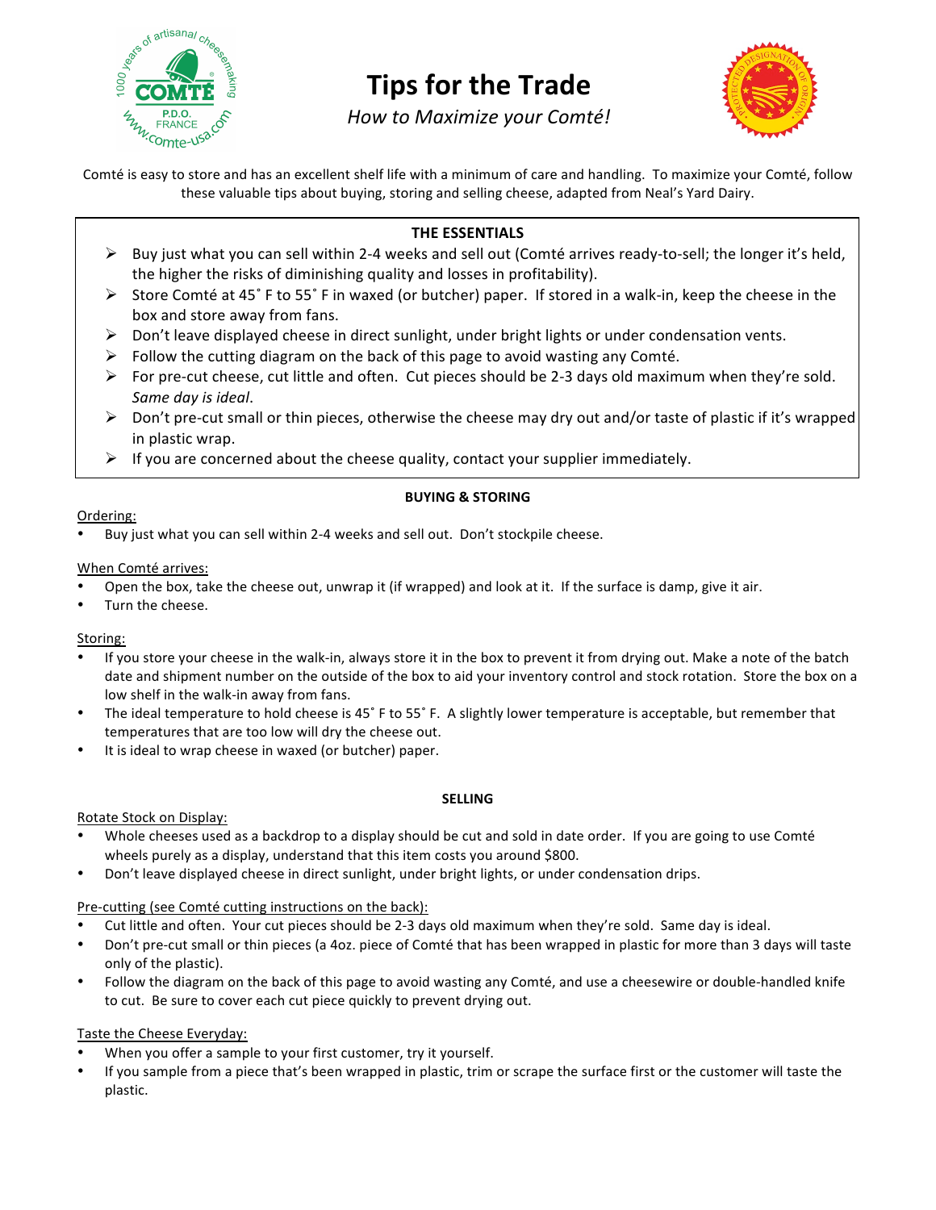# Tips for the Trade

*How to Maximize your Comté!*

Comté is easy to store and has an excellent shelf life with a minimum of care and handling. To maximize your Comté, follow these valuable tips about buying, storing and selling cheese, adapted from Neal's Yard Dairy.

## THE ESSENTIALS

- Buy just what you can sell within 2-4 weeks and sell out (Comté arrives ready-to-sell; the longer it's held, the higher the risks of diminishing quality and losses in profitability).
- Store Comté at 45˚ F to 55˚ F in waxed (or butcher) paper. If stored in a walk-in, keep the cheese in the box and store away from fans.
- Don't leave displayed cheese in direct sunlight, under bright lights or under condensation vents.
- Follow the cutting diagram on the back of this page to avoid wasting any Comté.
- For pre-cut cheese, cut little and often. Cut pieces should be 2-3 days old maximum when they're sold. *Same day is ideal*.
- Don't pre-cut small or thin pieces, otherwise the cheese may dry out and/or taste of plastic if it's wrapped in plastic wrap.
- If you are concerned about the cheese quality, contact your supplier immediately.

## BUYING & STORING

Ordering:

- Buy just what you can sell within 2-4 weeks and sell out. Don't stockpile cheese.

When Comté arrives:

- Open the box, take the cheese out, unwrap it (if wrapped) and look at it. If the surface is damp, give it air.
- Turn the cheese.

Storing:

- If you store your cheese in the walk-in, always store it in the box to prevent it from drying out. Make a note of the batch date and shipment number on the outside of the box to aid your inventory control and stock rotation. Store the box on a low shelf in the walk-in away from fans.
- The ideal temperature to hold cheese is 45˚ F to 55˚ F. A slightly lower temperature is acceptable, but remember that temperatures that are too low will dry the cheese out.
- It is ideal to wrap cheese in waxed (or butcher) paper.

## SELLING

Rotate Stock on Display:

- Whole cheeses used as a backdrop to a display should be cut and sold in date order. If you are going to use Comté wheels purely as a display, understand that this item costs you around $800.
- Don't leave displayed cheese in direct sunlight, under bright lights, or under condensation drips.

Pre-cutting (see Comté cutting instructions on the back):

- Cut little and often. Your cut pieces should be 2-3 days old maximum when they're sold. Same day is ideal.
- Don't pre-cut small or thin pieces (a 4oz. piece of Comté that has been wrapped in plastic for more than 3 days will taste only of the plastic).
- Follow the diagram on the back of this page to avoid wasting any Comté, and use a cheesewire or double-handled knife to cut. Be sure to cover each cut piece quickly to prevent drying out.

Taste the Cheese Everyday:

- When you offer a sample to your first customer, try it yourself.
- If you sample from a piece that's been wrapped in plastic, trim or scrape the surface first or the customer will taste the plastic.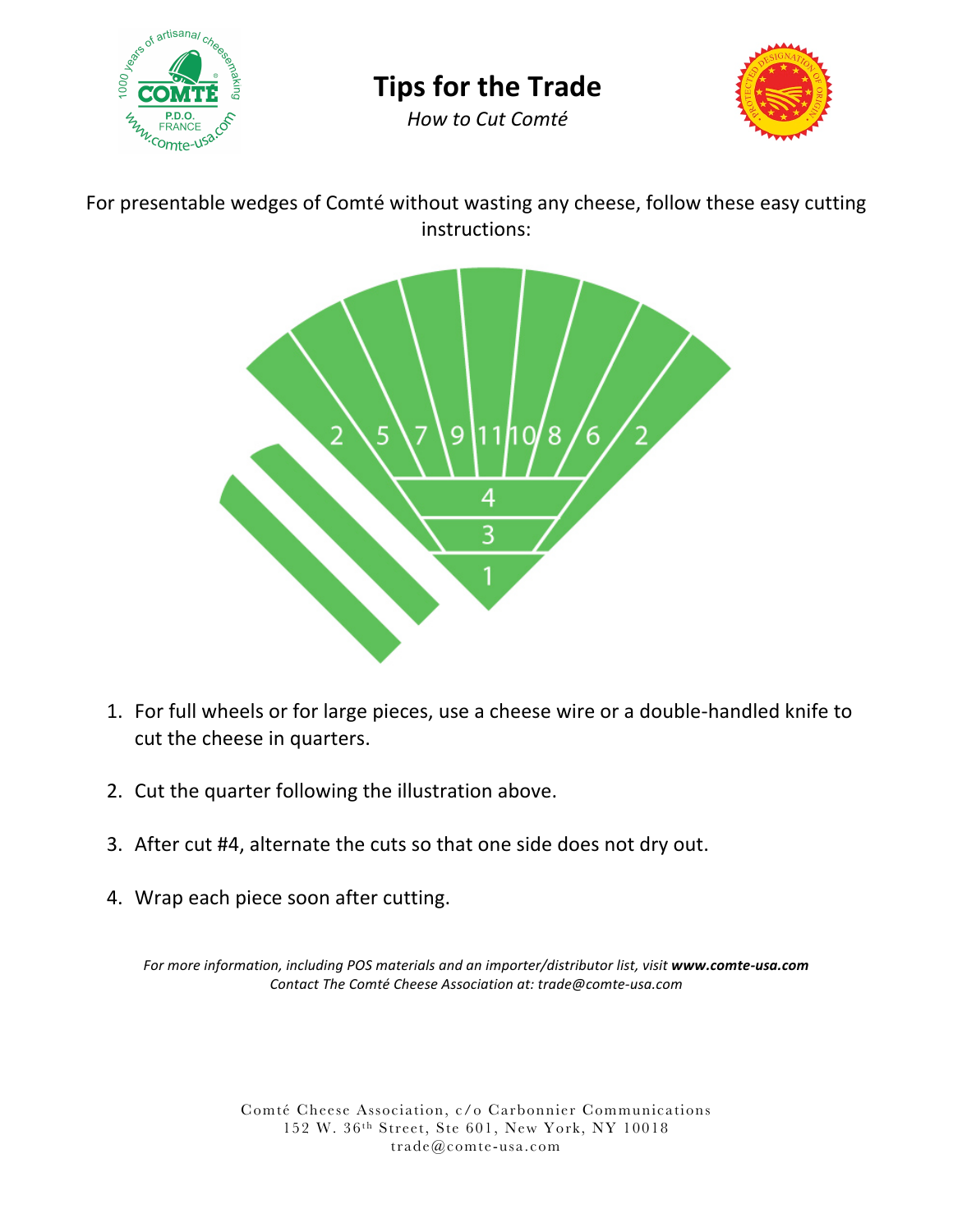# Tips for the Trade

*How to Cut Comté*

For presentable wedges of Comté without wasting any cheese, follow these easy cutting instructions:

2 5 7 9 11 10 8 6 2

4

3

1

1. For full wheels or for large pieces, use a cheese wire or a double-handled knife to cut the cheese in quarters.
2. Cut the quarter following the illustration above.
3. After cut #4, alternate the cuts so that one side does not dry out.
4. Wrap each piece soon after cutting.

*For more information, including POS materials and an importer/distributor list, visit* ***www.comte-usa.com***
*Contact The Comté Cheese Association at: trade@comte-usa.com*

Comté Cheese Association, c/o Carbonnier Communications
152 W. 36th Street, Ste 601, New York, NY 10018
trade@comte-usa.com